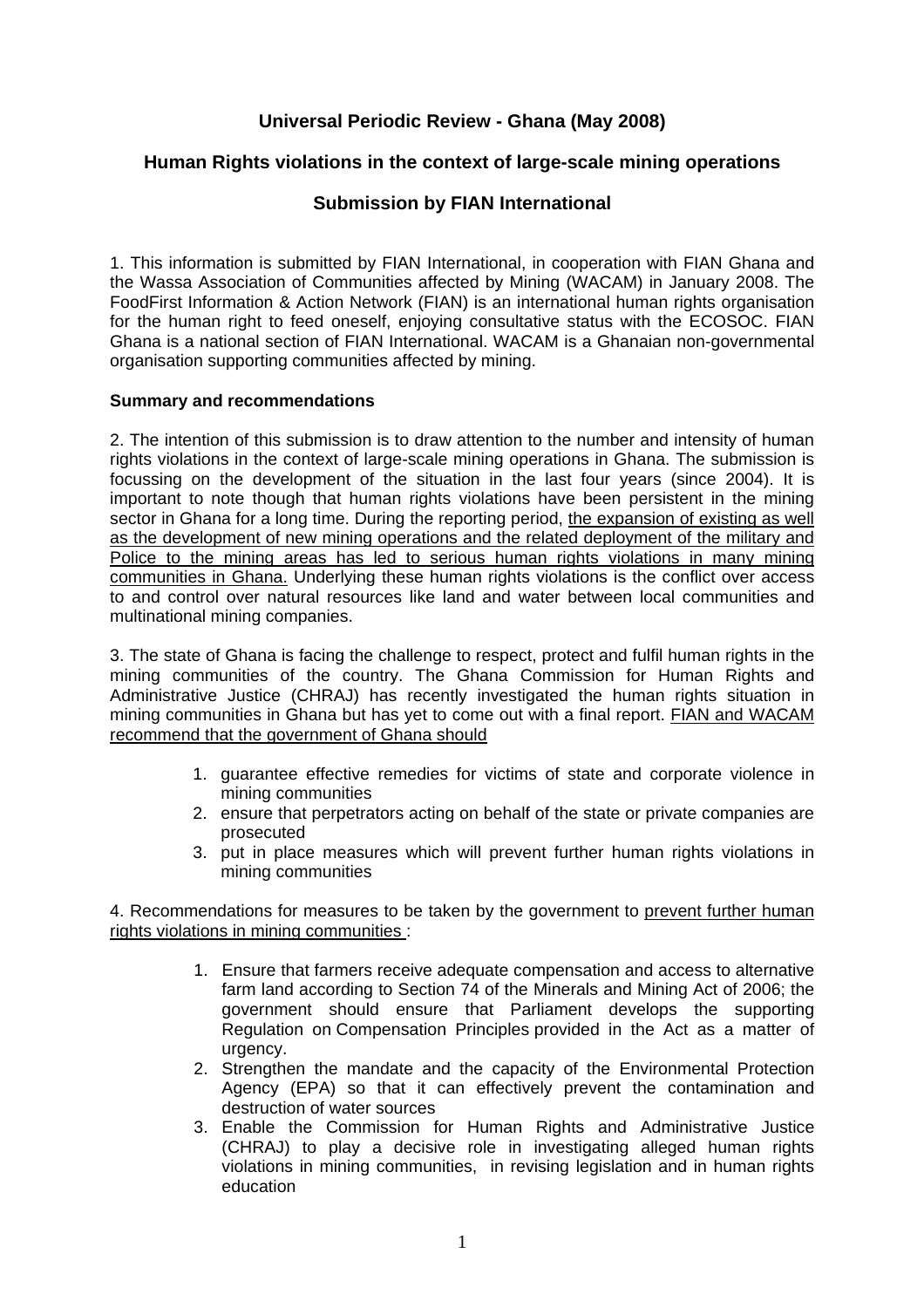# Universal Periodic Review - Ghana (May 2008)

## Human Rights violations in the context of large-scale mining operations

## Submission by FIAN International

1. This information is submitted by FIAN International, in cooperation with FIAN Ghana and the Wassa Association of Communities affected by Mining (WACAM) in January 2008. The FoodFirst Information & Action Network (FIAN) is an international human rights organisation for the human right to feed oneself, enjoying consultative status with the ECOSOC. FIAN Ghana is a national section of FIAN International. WACAM is a Ghanaian non-governmental organisation supporting communities affected by mining.

**Summary and recommendations**

2. The intention of this submission is to draw attention to the number and intensity of human rights violations in the context of large-scale mining operations in Ghana. The submission is focussing on the development of the situation in the last four years (since 2004). It is important to note though that human rights violations have been persistent in the mining sector in Ghana for a long time. During the reporting period, <u>the expansion of existing as well as the development of new mining operations and the related deployment of the military and Police to the mining areas has led to serious human rights violations in many mining communities in Ghana.</u> Underlying these human rights violations is the conflict over access to and control over natural resources like land and water between local communities and multinational mining companies.

3. The state of Ghana is facing the challenge to respect, protect and fulfil human rights in the mining communities of the country. The Ghana Commission for Human Rights and Administrative Justice (CHRAJ) has recently investigated the human rights situation in mining communities in Ghana but has yet to come out with a final report. <u>FIAN and WACAM recommend that the government of Ghana should</u>

1. guarantee effective remedies for victims of state and corporate violence in mining communities
2. ensure that perpetrators acting on behalf of the state or private companies are prosecuted
3. put in place measures which will prevent further human rights violations in mining communities

4. Recommendations for measures to be taken by the government to <u>prevent further human rights violations in mining communities</u> :

1. Ensure that farmers receive adequate compensation and access to alternative farm land according to Section 74 of the Minerals and Mining Act of 2006; the government should ensure that Parliament develops the supporting Regulation on Compensation Principles provided in the Act as a matter of urgency.
2. Strengthen the mandate and the capacity of the Environmental Protection Agency (EPA) so that it can effectively prevent the contamination and destruction of water sources
3. Enable the Commission for Human Rights and Administrative Justice (CHRAJ) to play a decisive role in investigating alleged human rights violations in mining communities, in revising legislation and in human rights education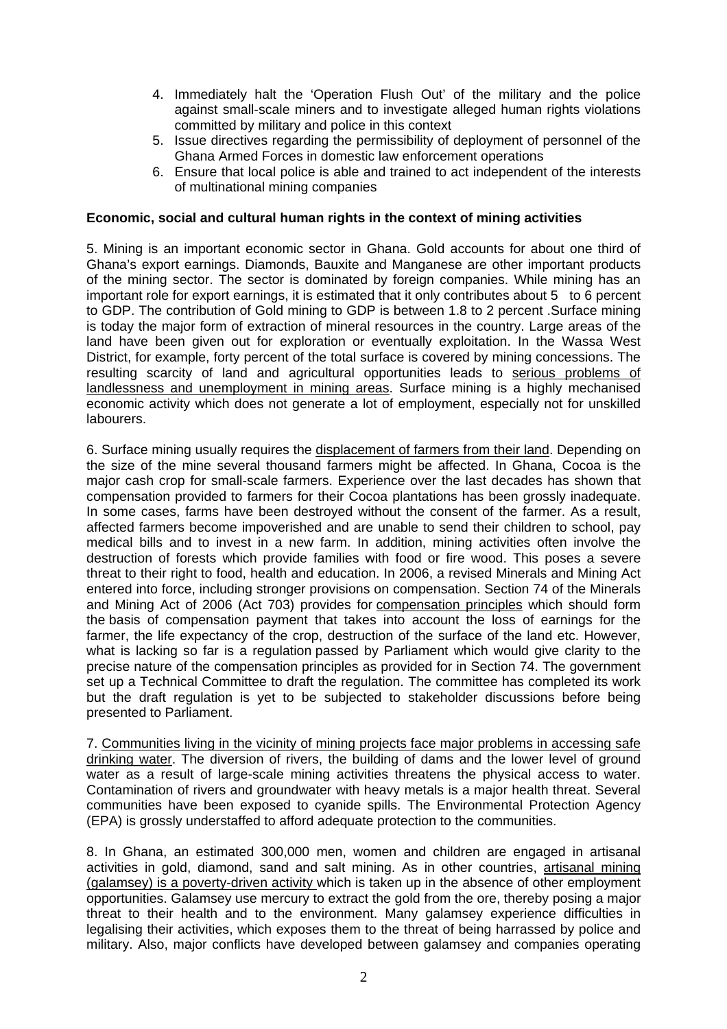4. Immediately halt the 'Operation Flush Out' of the military and the police against small-scale miners and to investigate alleged human rights violations committed by military and police in this context
5. Issue directives regarding the permissibility of deployment of personnel of the Ghana Armed Forces in domestic law enforcement operations
6. Ensure that local police is able and trained to act independent of the interests of multinational mining companies

**Economic, social and cultural human rights in the context of mining activities**

5. Mining is an important economic sector in Ghana. Gold accounts for about one third of Ghana's export earnings. Diamonds, Bauxite and Manganese are other important products of the mining sector. The sector is dominated by foreign companies. While mining has an important role for export earnings, it is estimated that it only contributes about 5 to 6 percent to GDP. The contribution of Gold mining to GDP is between 1.8 to 2 percent .Surface mining is today the major form of extraction of mineral resources in the country. Large areas of the land have been given out for exploration or eventually exploitation. In the Wassa West District, for example, forty percent of the total surface is covered by mining concessions. The resulting scarcity of land and agricultural opportunities leads to serious problems of landlessness and unemployment in mining areas. Surface mining is a highly mechanised economic activity which does not generate a lot of employment, especially not for unskilled labourers.

6. Surface mining usually requires the displacement of farmers from their land. Depending on the size of the mine several thousand farmers might be affected. In Ghana, Cocoa is the major cash crop for small-scale farmers. Experience over the last decades has shown that compensation provided to farmers for their Cocoa plantations has been grossly inadequate. In some cases, farms have been destroyed without the consent of the farmer. As a result, affected farmers become impoverished and are unable to send their children to school, pay medical bills and to invest in a new farm. In addition, mining activities often involve the destruction of forests which provide families with food or fire wood. This poses a severe threat to their right to food, health and education. In 2006, a revised Minerals and Mining Act entered into force, including stronger provisions on compensation. Section 74 of the Minerals and Mining Act of 2006 (Act 703) provides for compensation principles which should form the basis of compensation payment that takes into account the loss of earnings for the farmer, the life expectancy of the crop, destruction of the surface of the land etc. However, what is lacking so far is a regulation passed by Parliament which would give clarity to the precise nature of the compensation principles as provided for in Section 74. The government set up a Technical Committee to draft the regulation. The committee has completed its work but the draft regulation is yet to be subjected to stakeholder discussions before being presented to Parliament.

7. Communities living in the vicinity of mining projects face major problems in accessing safe drinking water. The diversion of rivers, the building of dams and the lower level of ground water as a result of large-scale mining activities threatens the physical access to water. Contamination of rivers and groundwater with heavy metals is a major health threat. Several communities have been exposed to cyanide spills. The Environmental Protection Agency (EPA) is grossly understaffed to afford adequate protection to the communities.

8. In Ghana, an estimated 300,000 men, women and children are engaged in artisanal activities in gold, diamond, sand and salt mining. As in other countries, artisanal mining (galamsey) is a poverty-driven activity which is taken up in the absence of other employment opportunities. Galamsey use mercury to extract the gold from the ore, thereby posing a major threat to their health and to the environment. Many galamsey experience difficulties in legalising their activities, which exposes them to the threat of being harrassed by police and military. Also, major conflicts have developed between galamsey and companies operating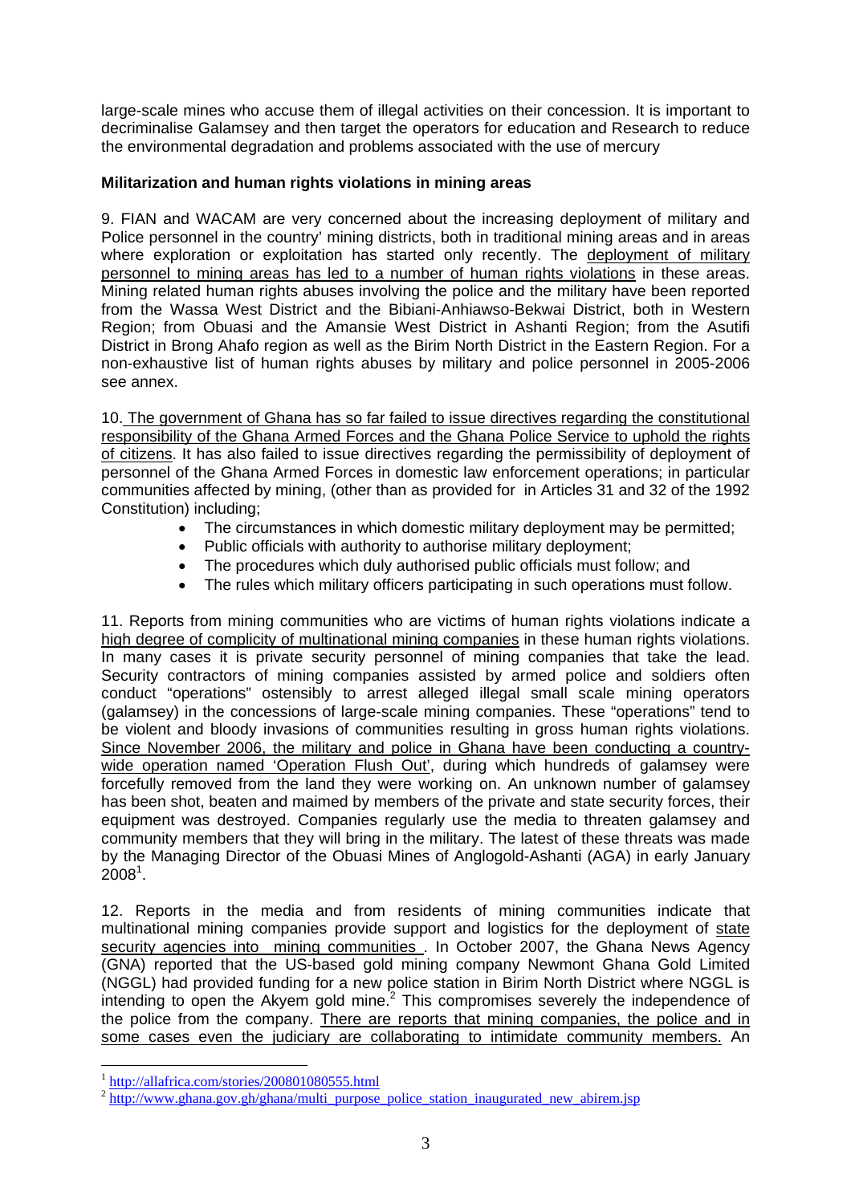large-scale mines who accuse them of illegal activities on their concession. It is important to decriminalise Galamsey and then target the operators for education and Research to reduce the environmental degradation and problems associated with the use of mercury

**Militarization and human rights violations in mining areas**

9. FIAN and WACAM are very concerned about the increasing deployment of military and Police personnel in the country' mining districts, both in traditional mining areas and in areas where exploration or exploitation has started only recently. The deployment of military personnel to mining areas has led to a number of human rights violations in these areas. Mining related human rights abuses involving the police and the military have been reported from the Wassa West District and the Bibiani-Anhiawso-Bekwai District, both in Western Region; from Obuasi and the Amansie West District in Ashanti Region; from the Asutifi District in Brong Ahafo region as well as the Birim North District in the Eastern Region. For a non-exhaustive list of human rights abuses by military and police personnel in 2005-2006 see annex.

10. The government of Ghana has so far failed to issue directives regarding the constitutional responsibility of the Ghana Armed Forces and the Ghana Police Service to uphold the rights of citizens. It has also failed to issue directives regarding the permissibility of deployment of personnel of the Ghana Armed Forces in domestic law enforcement operations; in particular communities affected by mining, (other than as provided for in Articles 31 and 32 of the 1992 Constitution) including;

- The circumstances in which domestic military deployment may be permitted;
- Public officials with authority to authorise military deployment;
- The procedures which duly authorised public officials must follow; and
- The rules which military officers participating in such operations must follow.

11. Reports from mining communities who are victims of human rights violations indicate a high degree of complicity of multinational mining companies in these human rights violations. In many cases it is private security personnel of mining companies that take the lead. Security contractors of mining companies assisted by armed police and soldiers often conduct "operations" ostensibly to arrest alleged illegal small scale mining operators (galamsey) in the concessions of large-scale mining companies. These "operations" tend to be violent and bloody invasions of communities resulting in gross human rights violations. Since November 2006, the military and police in Ghana have been conducting a country-wide operation named 'Operation Flush Out', during which hundreds of galamsey were forcefully removed from the land they were working on. An unknown number of galamsey has been shot, beaten and maimed by members of the private and state security forces, their equipment was destroyed. Companies regularly use the media to threaten galamsey and community members that they will bring in the military. The latest of these threats was made by the Managing Director of the Obuasi Mines of Anglogold-Ashanti (AGA) in early January 2008[1].

12. Reports in the media and from residents of mining communities indicate that multinational mining companies provide support and logistics for the deployment of state security agencies into mining communities . In October 2007, the Ghana News Agency (GNA) reported that the US-based gold mining company Newmont Ghana Gold Limited (NGGL) had provided funding for a new police station in Birim North District where NGGL is intending to open the Akyem gold mine.[2] This compromises severely the independence of the police from the company. There are reports that mining companies, the police and in some cases even the judiciary are collaborating to intimidate community members. An

---

[1] http://allafrica.com/stories/200801080555.html

[2] http://www.ghana.gov.gh/ghana/multi_purpose_police_station_inaugurated_new_abirem.jsp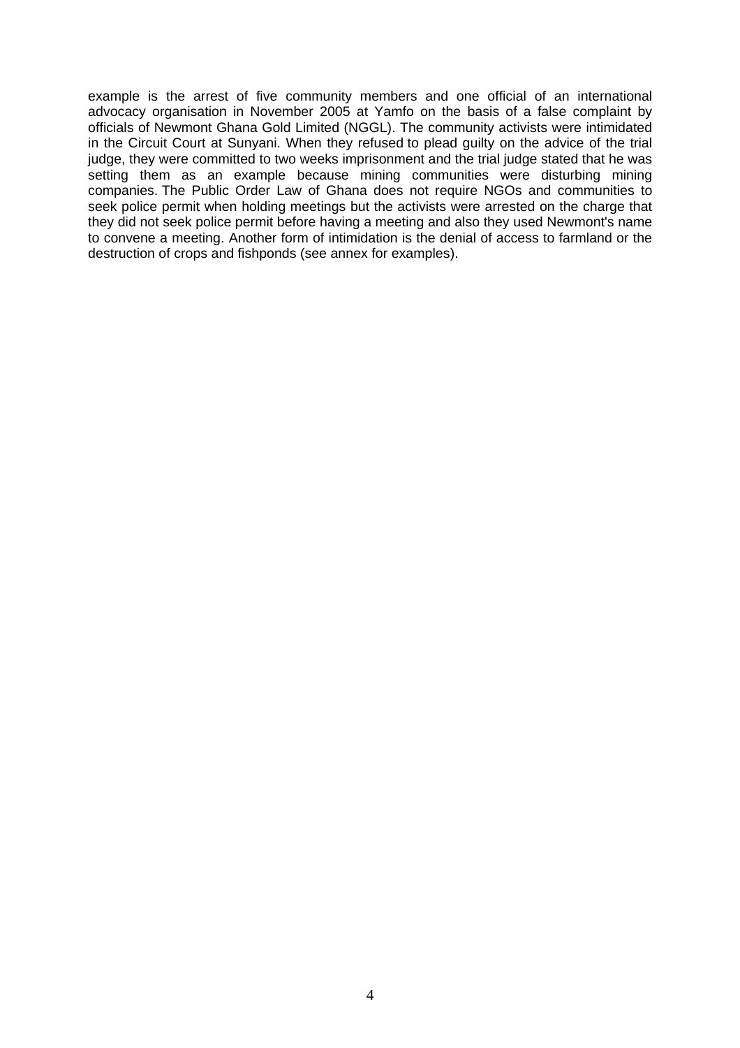example is the arrest of five community members and one official of an international advocacy organisation in November 2005 at Yamfo on the basis of a false complaint by officials of Newmont Ghana Gold Limited (NGGL). The community activists were intimidated in the Circuit Court at Sunyani. When they refused to plead guilty on the advice of the trial judge, they were committed to two weeks imprisonment and the trial judge stated that he was setting them as an example because mining communities were disturbing mining companies. The Public Order Law of Ghana does not require NGOs and communities to seek police permit when holding meetings but the activists were arrested on the charge that they did not seek police permit before having a meeting and also they used Newmont's name to convene a meeting. Another form of intimidation is the denial of access to farmland or the destruction of crops and fishponds (see annex for examples).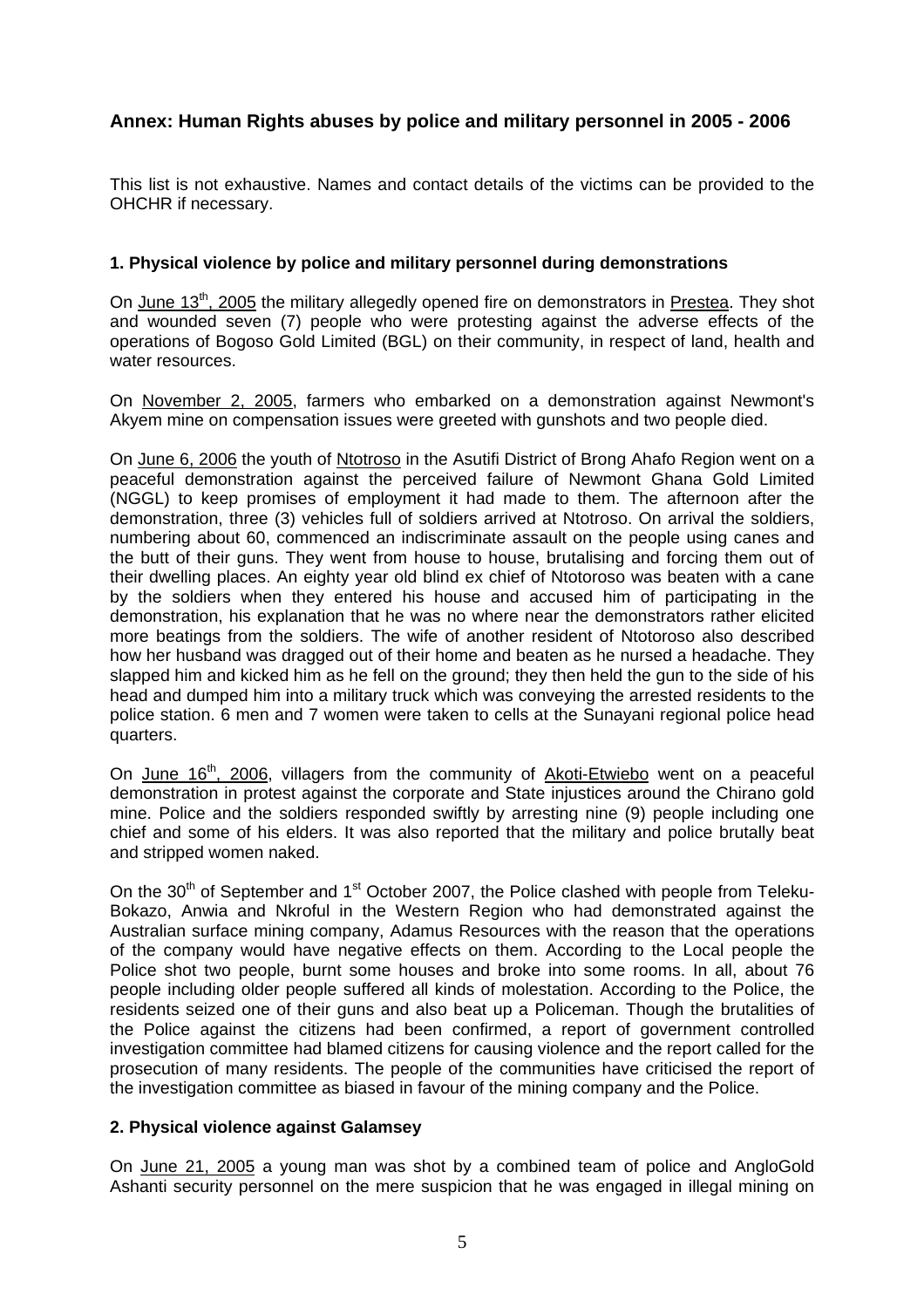## Annex: Human Rights abuses by police and military personnel in 2005 - 2006

This list is not exhaustive. Names and contact details of the victims can be provided to the OHCHR if necessary.

### 1. Physical violence by police and military personnel during demonstrations

On June 13th, 2005 the military allegedly opened fire on demonstrators in Prestea. They shot and wounded seven (7) people who were protesting against the adverse effects of the operations of Bogoso Gold Limited (BGL) on their community, in respect of land, health and water resources.

On November 2, 2005, farmers who embarked on a demonstration against Newmont's Akyem mine on compensation issues were greeted with gunshots and two people died.

On June 6, 2006 the youth of Ntotroso in the Asutifi District of Brong Ahafo Region went on a peaceful demonstration against the perceived failure of Newmont Ghana Gold Limited (NGGL) to keep promises of employment it had made to them. The afternoon after the demonstration, three (3) vehicles full of soldiers arrived at Ntotroso. On arrival the soldiers, numbering about 60, commenced an indiscriminate assault on the people using canes and the butt of their guns. They went from house to house, brutalising and forcing them out of their dwelling places. An eighty year old blind ex chief of Ntotoroso was beaten with a cane by the soldiers when they entered his house and accused him of participating in the demonstration, his explanation that he was no where near the demonstrators rather elicited more beatings from the soldiers. The wife of another resident of Ntotoroso also described how her husband was dragged out of their home and beaten as he nursed a headache. They slapped him and kicked him as he fell on the ground; they then held the gun to the side of his head and dumped him into a military truck which was conveying the arrested residents to the police station. 6 men and 7 women were taken to cells at the Sunayani regional police head quarters.

On June 16th, 2006, villagers from the community of Akoti-Etwiebo went on a peaceful demonstration in protest against the corporate and State injustices around the Chirano gold mine. Police and the soldiers responded swiftly by arresting nine (9) people including one chief and some of his elders. It was also reported that the military and police brutally beat and stripped women naked.

On the 30th of September and 1st October 2007, the Police clashed with people from Teleku-Bokazo, Anwia and Nkroful in the Western Region who had demonstrated against the Australian surface mining company, Adamus Resources with the reason that the operations of the company would have negative effects on them. According to the Local people the Police shot two people, burnt some houses and broke into some rooms. In all, about 76 people including older people suffered all kinds of molestation. According to the Police, the residents seized one of their guns and also beat up a Policeman. Though the brutalities of the Police against the citizens had been confirmed, a report of government controlled investigation committee had blamed citizens for causing violence and the report called for the prosecution of many residents. The people of the communities have criticised the report of the investigation committee as biased in favour of the mining company and the Police.

### 2. Physical violence against Galamsey

On June 21, 2005 a young man was shot by a combined team of police and AngloGold Ashanti security personnel on the mere suspicion that he was engaged in illegal mining on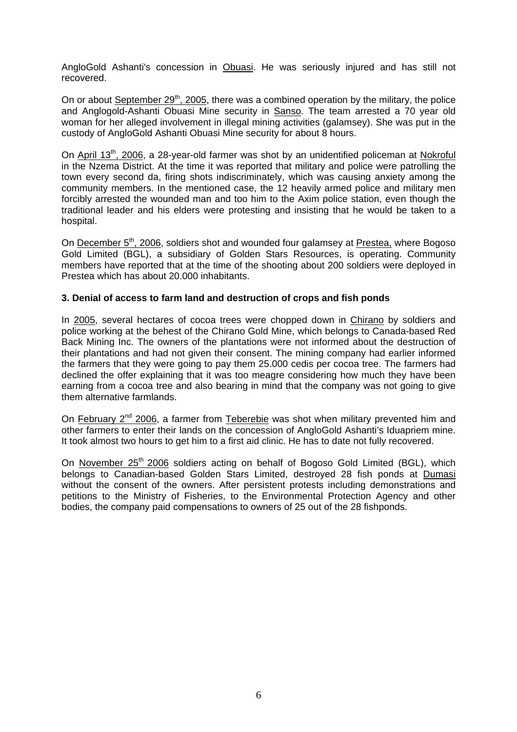AngloGold Ashanti's concession in Obuasi. He was seriously injured and has still not recovered.

On or about September 29th, 2005, there was a combined operation by the military, the police and Anglogold-Ashanti Obuasi Mine security in Sanso. The team arrested a 70 year old woman for her alleged involvement in illegal mining activities (galamsey). She was put in the custody of AngloGold Ashanti Obuasi Mine security for about 8 hours.

On April 13th, 2006, a 28-year-old farmer was shot by an unidentified policeman at Nokroful in the Nzema District. At the time it was reported that military and police were patrolling the town every second da, firing shots indiscriminately, which was causing anxiety among the community members. In the mentioned case, the 12 heavily armed police and military men forcibly arrested the wounded man and too him to the Axim police station, even though the traditional leader and his elders were protesting and insisting that he would be taken to a hospital.

On December 5th, 2006, soldiers shot and wounded four galamsey at Prestea, where Bogoso Gold Limited (BGL), a subsidiary of Golden Stars Resources, is operating. Community members have reported that at the time of the shooting about 200 soldiers were deployed in Prestea which has about 20.000 inhabitants.

### 3. Denial of access to farm land and destruction of crops and fish ponds

In 2005, several hectares of cocoa trees were chopped down in Chirano by soldiers and police working at the behest of the Chirano Gold Mine, which belongs to Canada-based Red Back Mining Inc. The owners of the plantations were not informed about the destruction of their plantations and had not given their consent. The mining company had earlier informed the farmers that they were going to pay them 25.000 cedis per cocoa tree. The farmers had declined the offer explaining that it was too meagre considering how much they have been earning from a cocoa tree and also bearing in mind that the company was not going to give them alternative farmlands.

On February 2nd 2006, a farmer from Teberebie was shot when military prevented him and other farmers to enter their lands on the concession of AngloGold Ashanti's Iduapriem mine. It took almost two hours to get him to a first aid clinic. He has to date not fully recovered.

On November 25th 2006 soldiers acting on behalf of Bogoso Gold Limited (BGL), which belongs to Canadian-based Golden Stars Limited, destroyed 28 fish ponds at Dumasi without the consent of the owners. After persistent protests including demonstrations and petitions to the Ministry of Fisheries, to the Environmental Protection Agency and other bodies, the company paid compensations to owners of 25 out of the 28 fishponds.